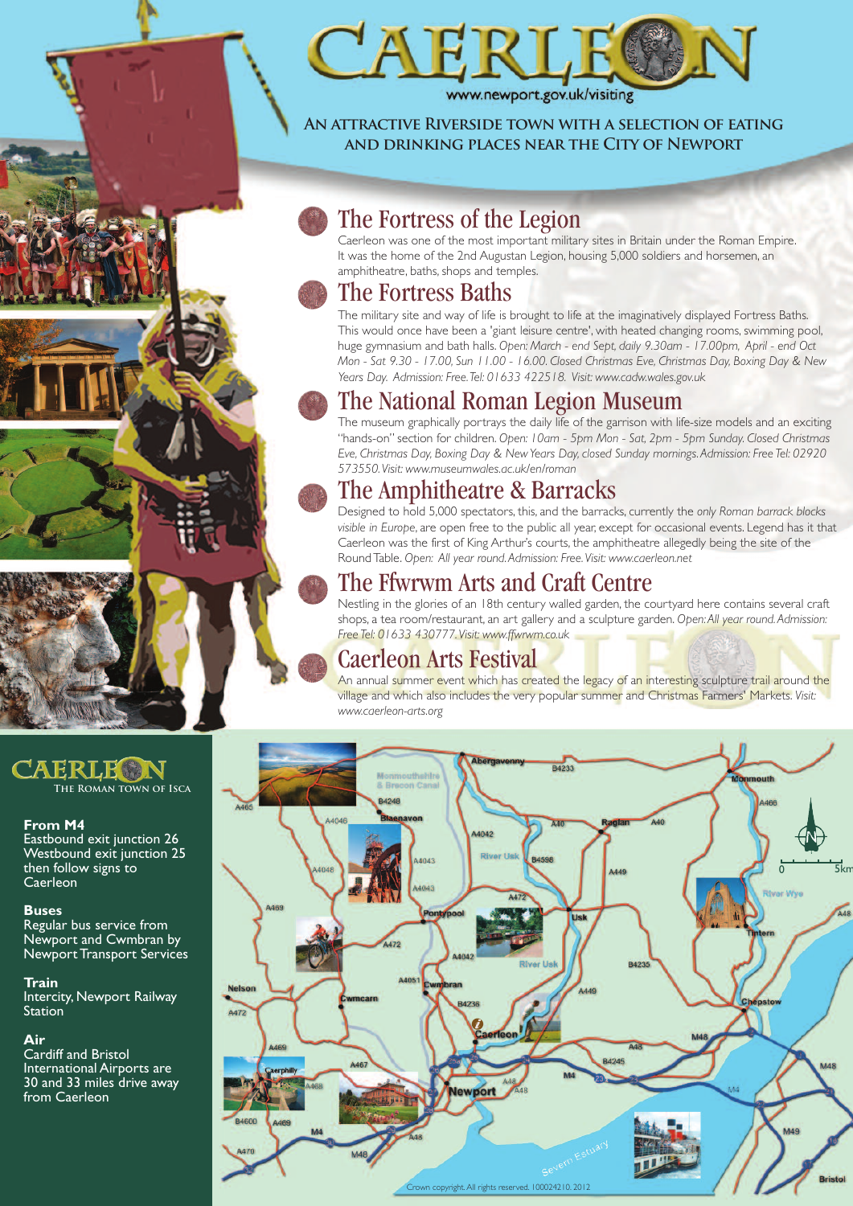# CAERLEON

www.newport.gov.uk/visiting

**An attractive Riverside town with a selection of eating and drinking places near the City of Newport**

## The Fortress of the Legion

Caerleon was one of the most important military sites in Britain under the Roman Empire. It was the home of the 2nd Augustan Legion, housing 5,000 soldiers and horsemen, an amphitheatre, baths, shops and temples.

## The Fortress Baths

The military site and way of life is brought to life at the imaginatively displayed Fortress Baths. This would once have been a 'giant leisure centre', with heated changing rooms, swimming pool, huge gymnasium and bath halls. *Open: March - end Sept, daily 9.30am - 17.00pm, April - end Oct Mon - Sat 9.30 - 17.00, Sun 11.00 - 16.00. Closed Christmas Eve, Christmas Day, Boxing Day & New Years Day. Admission: Free. Tel: 01633 422518. Visit: www.cadw.wales.gov.uk*

## The National Roman Legion Museum

The museum graphically portrays the daily life of the garrison with life-size models and an exciting "hands-on" section for children. *Open: 10am - 5pm Mon - Sat, 2pm - 5pm Sunday. Closed Christmas Eve, Christmas Day, Boxing Day & New Years Day, closed Sunday mornings. Admission: Free Tel: 02920 573550. Visit: www.museumwales.ac.uk/en/roman*

## The Amphitheatre & Barracks

Designed to hold 5,000 spectators, this, and the barracks, currently the *only Roman barrack blocks visible in Europe*, are open free to the public all year, except for occasional events. Legend has it that Caerleon was the first of King Arthur's courts, the amphitheatre allegedly being the site of the Round Table. *Open: All year round. Admission: Free. Visit: www.caerleon.net*

## The Ffwrwm Arts and Craft Centre

Nestling in the glories of an 18th century walled garden, the courtyard here contains several craft shops, a tea room/restaurant, an art gallery and a sculpture garden. *Open: All year round. Admission: Free Tel: 01633 430777. Visit: www.ffwrwm.co.uk*

## Caerleon Arts Festival

An annual summer event which has created the legacy of an interesting sculpture trail around the village and which also includes the very popular summer and Christmas Farmers' Markets. *Visit: www.caerleon-arts.org*

## CAERLEON
THE ROMAN TOWN OF ISCA

**From M4**
Eastbound exit junction 26
Westbound exit junction 25
then follow signs to Caerleon

**Buses**
Regular bus service from Newport and Cwmbran by Newport Transport Services

**Train**
Intercity, Newport Railway Station

**Air**
Cardiff and Bristol International Airports are 30 and 33 miles drive away from Caerleon

Crown copyright. All rights reserved. 100024210. 2012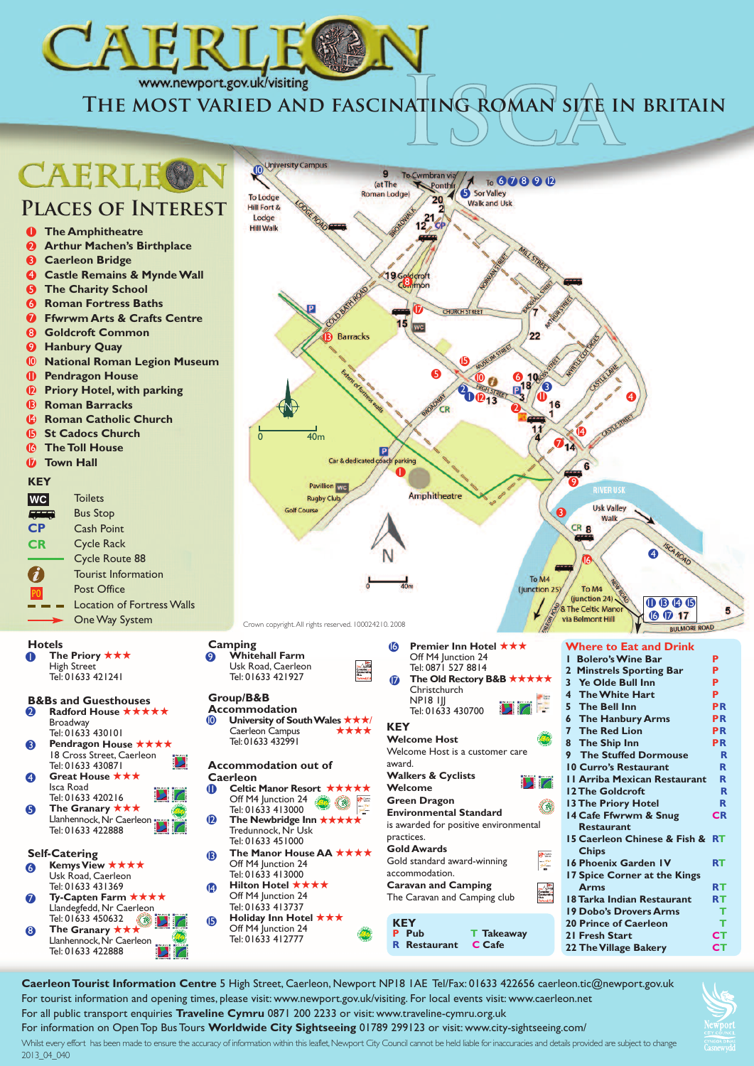# CAERLEON

www.newport.gov.uk/visiting

THE MOST VARIED AND FASCINATING ROMAN SITE IN BRITAIN

ISCA

## CAERLEON PLACES OF INTEREST

1. The Amphitheatre
2. Arthur Machen's Birthplace
3. Caerleon Bridge
4. Castle Remains & Mynde Wall
5. The Charity School
6. Roman Fortress Baths
7. Ffwrwm Arts & Crafts Centre
8. Goldcroft Common
9. Hanbury Quay
10. National Roman Legion Museum
11. Pendragon House
12. Priory Hotel, with parking
13. Roman Barracks
14. Roman Catholic Church
15. St Cadocs Church
16. The Toll House
17. Town Hall

### KEY

- WC — Toilets
- Bus Stop
- CP — Cash Point
- CR — Cycle Rack
- Cycle Route 88
- Tourist Information
- PO — Post Office
- Location of Fortress Walls
- One Way System

Crown copyright. All rights reserved. 100024210. 2008

## Hotels

1. **The Priory** ★★★
   High Street
   Tel: 01633 421241

## B&Bs and Guesthouses

2. **Radford House** ★★★★★
   Broadway
   Tel: 01633 430101
3. **Pendragon House** ★★★★
   18 Cross Street, Caerleon
   Tel: 01633 430871
4. **Great House** ★★★
   Isca Road
   Tel: 01633 420216
5. **The Granary** ★★★
   Llanhennock, Nr Caerleon
   Tel: 01633 422888

## Self-Catering

6. **Kemys View** ★★★★
   Usk Road, Caerleon
   Tel: 01633 431369
7. **Ty-Capten Farm** ★★★★
   Llandegfedd, Nr Caerleon
   Tel: 01633 450632
8. **The Granary** ★★★
   Llanhennock, Nr Caerleon
   Tel: 01633 422888

## Camping

9. **Whitehall Farm**
   Usk Road, Caerleon
   Tel: 01633 421927

## Group/B&B Accommodation

10. **University of South Wales** ★★★/★★★★
    Caerleon Campus
    Tel: 01633 432991

## Accommodation out of Caerleon

11. **Celtic Manor Resort** ★★★★★
    Off M4 Junction 24
    Tel: 01633 413000
12. **The Newbridge Inn** ★★★★★
    Tredunnock, Nr Usk
    Tel: 01633 451000
13. **The Manor House AA** ★★★★
    Off M4 Junction 24
    Tel: 01633 413000
14. **Hilton Hotel** ★★★★
    Off M4 Junction 24
    Tel: 01633 413737
15. **Holiday Inn Hotel** ★★★
    Off M4 Junction 24
    Tel: 01633 412777
16. **Premier Inn Hotel** ★★★
    Off M4 Junction 24
    Tel: 0871 527 8814
17. **The Old Rectory B&B** ★★★★★
    Christchurch
    NP18 1JJ
    Tel: 01633 430700

## KEY

**Welcome Host**
Welcome Host is a customer care award.

**Walkers & Cyclists Welcome**

**Green Dragon Environmental Standard**
is awarded for positive environmental practices.

**Gold Awards**
Gold standard award-winning accommodation.

**Caravan and Camping**
The Caravan and Camping club

## Where to Eat and Drink

| | | |
|---|---|---|
| 1 | Bolero's Wine Bar | P |
| 2 | Minstrels Sporting Bar | P |
| 3 | Ye Olde Bull Inn | P |
| 4 | The White Hart | P |
| 5 | The Bell Inn | PR |
| 6 | The Hanbury Arms | PR |
| 7 | The Red Lion | PR |
| 8 | The Ship Inn | PR |
| 9 | The Stuffed Dormouse | R |
| 10 | Curro's Restaurant | R |
| 11 | Arriba Mexican Restaurant | R |
| 12 | The Goldcroft | R |
| 13 | The Priory Hotel | R |
| 14 | Cafe Ffwrwm & Snug Restaurant | CR |
| 15 | Caerleon Chinese & Fish & Chips | RT |
| 16 | Phoenix Garden IV | RT |
| 17 | Spice Corner at the Kings Arms | RT |
| 18 | Tarka Indian Restaurant | RT |
| 19 | Dobo's Drovers Arms | T |
| 20 | Prince of Caerleon | T |
| 21 | Fresh Start | CT |
| 22 | The Village Bakery | CT |

### KEY

- P Pub
- R Restaurant
- T Takeaway
- C Cafe

**Caerleon Tourist Information Centre** 5 High Street, Caerleon, Newport NP18 1AE Tel/Fax: 01633 422656 caerleon.tic@newport.gov.uk

For tourist information and opening times, please visit: www.newport.gov.uk/visiting. For local events visit: www.caerleon.net

For all public transport enquiries **Traveline Cymru** 0871 200 2233 or visit: www.traveline-cymru.org.uk

For information on Open Top Bus Tours **Worldwide City Sightseeing** 01789 299123 or visit: www.city-sightseeing.com/

Whilst every effort has been made to ensure the accuracy of information within this leaflet, Newport City Council cannot be held liable for inaccuracies and details provided are subject to change

2013_04_040

Newport City Council / Cyngor Dinas Casnewydd